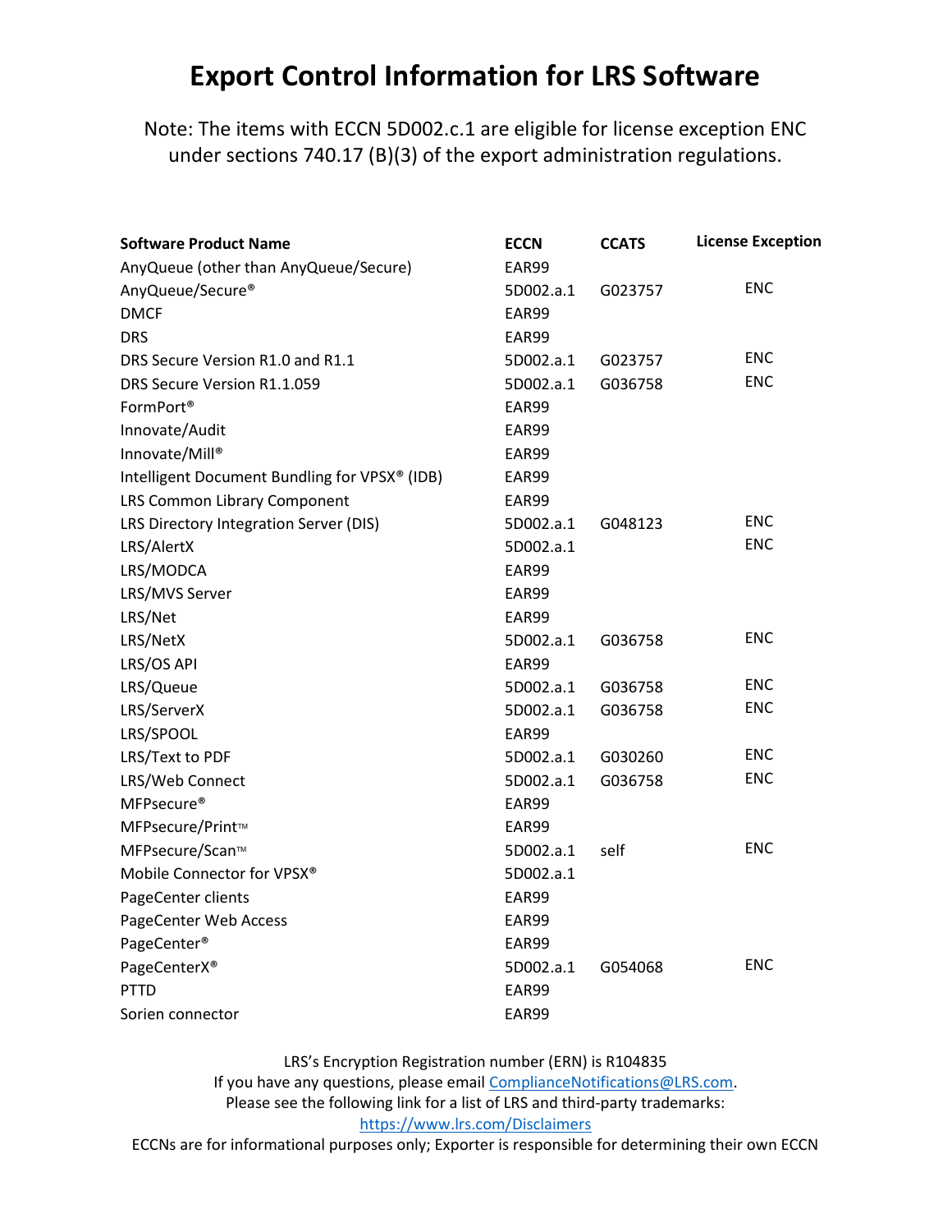# Export Control Information for LRS Software

Note: The items with ECCN 5D002.c.1 are eligible for license exception ENC under sections 740.17 (B)(3) of the export administration regulations.

| Software Product Name | ECCN | CCATS | License Exception |
|---|---|---|---|
| AnyQueue (other than AnyQueue/Secure) | EAR99 | | |
| AnyQueue/Secure® | 5D002.a.1 | G023757 | ENC |
| DMCF | EAR99 | | |
| DRS | EAR99 | | |
| DRS Secure Version R1.0 and R1.1 | 5D002.a.1 | G023757 | ENC |
| DRS Secure Version R1.1.059 | 5D002.a.1 | G036758 | ENC |
| FormPort® | EAR99 | | |
| Innovate/Audit | EAR99 | | |
| Innovate/Mill® | EAR99 | | |
| Intelligent Document Bundling for VPSX® (IDB) | EAR99 | | |
| LRS Common Library Component | EAR99 | | |
| LRS Directory Integration Server (DIS) | 5D002.a.1 | G048123 | ENC |
| LRS/AlertX | 5D002.a.1 | | ENC |
| LRS/MODCA | EAR99 | | |
| LRS/MVS Server | EAR99 | | |
| LRS/Net | EAR99 | | |
| LRS/NetX | 5D002.a.1 | G036758 | ENC |
| LRS/OS API | EAR99 | | |
| LRS/Queue | 5D002.a.1 | G036758 | ENC |
| LRS/ServerX | 5D002.a.1 | G036758 | ENC |
| LRS/SPOOL | EAR99 | | |
| LRS/Text to PDF | 5D002.a.1 | G030260 | ENC |
| LRS/Web Connect | 5D002.a.1 | G036758 | ENC |
| MFPsecure® | EAR99 | | |
| MFPsecure/Print™ | EAR99 | | |
| MFPsecure/Scan™ | 5D002.a.1 | self | ENC |
| Mobile Connector for VPSX® | 5D002.a.1 | | |
| PageCenter clients | EAR99 | | |
| PageCenter Web Access | EAR99 | | |
| PageCenter® | EAR99 | | |
| PageCenterX® | 5D002.a.1 | G054068 | ENC |
| PTTD | EAR99 | | |
| Sorien connector | EAR99 | | |

LRS's Encryption Registration number (ERN) is R104835

If you have any questions, please email ComplianceNotifications@LRS.com.

Please see the following link for a list of LRS and third-party trademarks: https://www.lrs.com/Disclaimers

ECCNs are for informational purposes only; Exporter is responsible for determining their own ECCN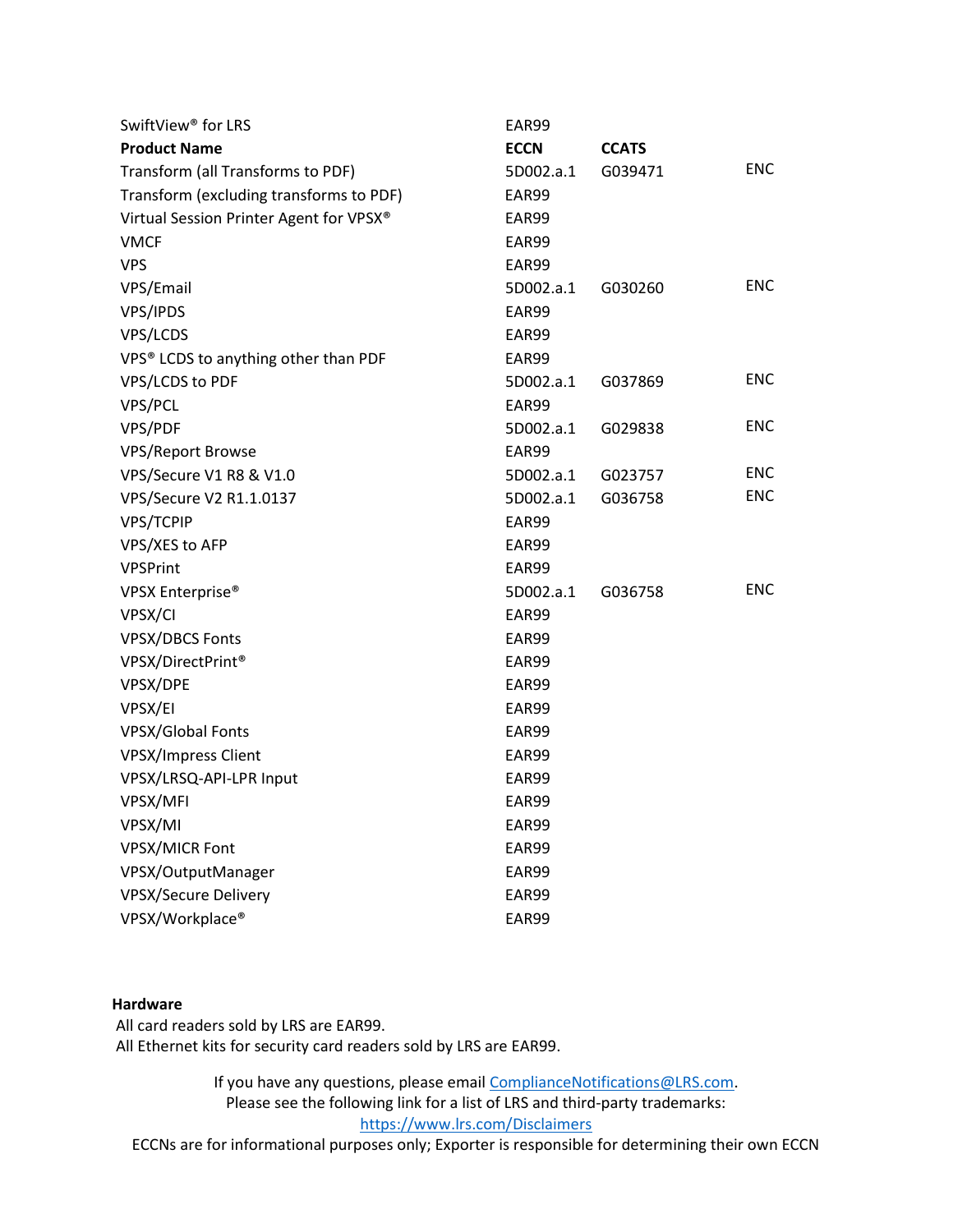| | | | |
|---|---|---|---|
| SwiftView® for LRS | EAR99 | | |
| **Product Name** | **ECCN** | **CCATS** | |
| Transform (all Transforms to PDF) | 5D002.a.1 | G039471 | ENC |
| Transform (excluding transforms to PDF) | EAR99 | | |
| Virtual Session Printer Agent for VPSX® | EAR99 | | |
| VMCF | EAR99 | | |
| VPS | EAR99 | | |
| VPS/Email | 5D002.a.1 | G030260 | ENC |
| VPS/IPDS | EAR99 | | |
| VPS/LCDS | EAR99 | | |
| VPS® LCDS to anything other than PDF | EAR99 | | |
| VPS/LCDS to PDF | 5D002.a.1 | G037869 | ENC |
| VPS/PCL | EAR99 | | |
| VPS/PDF | 5D002.a.1 | G029838 | ENC |
| VPS/Report Browse | EAR99 | | |
| VPS/Secure V1 R8 & V1.0 | 5D002.a.1 | G023757 | ENC |
| VPS/Secure V2 R1.1.0137 | 5D002.a.1 | G036758 | ENC |
| VPS/TCPIP | EAR99 | | |
| VPS/XES to AFP | EAR99 | | |
| VPSPrint | EAR99 | | |
| VPSX Enterprise® | 5D002.a.1 | G036758 | ENC |
| VPSX/CI | EAR99 | | |
| VPSX/DBCS Fonts | EAR99 | | |
| VPSX/DirectPrint® | EAR99 | | |
| VPSX/DPE | EAR99 | | |
| VPSX/EI | EAR99 | | |
| VPSX/Global Fonts | EAR99 | | |
| VPSX/Impress Client | EAR99 | | |
| VPSX/LRSQ-API-LPR Input | EAR99 | | |
| VPSX/MFI | EAR99 | | |
| VPSX/MI | EAR99 | | |
| VPSX/MICR Font | EAR99 | | |
| VPSX/OutputManager | EAR99 | | |
| VPSX/Secure Delivery | EAR99 | | |
| VPSX/Workplace® | EAR99 | | |

**Hardware**

All card readers sold by LRS are EAR99.
All Ethernet kits for security card readers sold by LRS are EAR99.

If you have any questions, please email ComplianceNotifications@LRS.com.
Please see the following link for a list of LRS and third-party trademarks:
https://www.lrs.com/Disclaimers
ECCNs are for informational purposes only; Exporter is responsible for determining their own ECCN